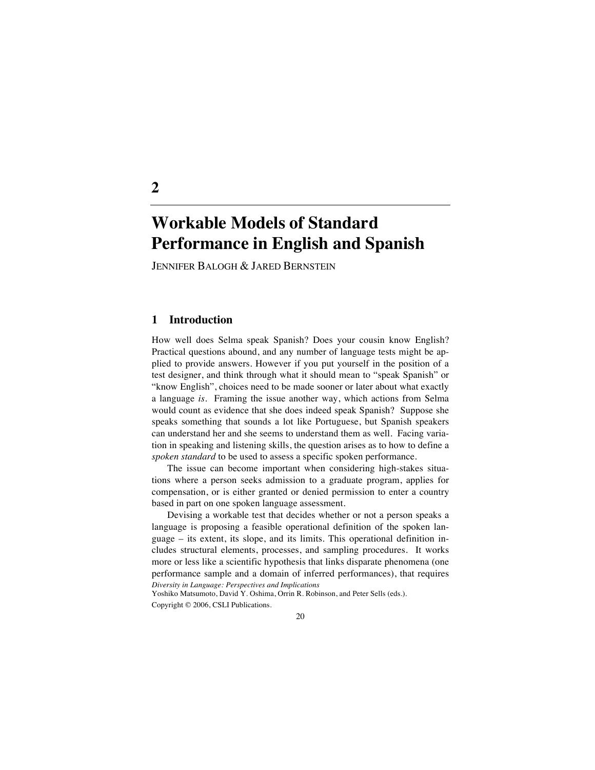# 2

# Workable Models of Standard Performance in English and Spanish

JENNIFER BALOGH & JARED BERNSTEIN

## 1 Introduction

How well does Selma speak Spanish? Does your cousin know English? Practical questions abound, and any number of language tests might be applied to provide answers. However if you put yourself in the position of a test designer, and think through what it should mean to "speak Spanish" or "know English", choices need to be made sooner or later about what exactly a language *is*. Framing the issue another way, which actions from Selma would count as evidence that she does indeed speak Spanish? Suppose she speaks something that sounds a lot like Portuguese, but Spanish speakers can understand her and she seems to understand them as well. Facing variation in speaking and listening skills, the question arises as to how to define a *spoken standard* to be used to assess a specific spoken performance.

The issue can become important when considering high-stakes situations where a person seeks admission to a graduate program, applies for compensation, or is either granted or denied permission to enter a country based in part on one spoken language assessment.

Devising a workable test that decides whether or not a person speaks a language is proposing a feasible operational definition of the spoken language – its extent, its slope, and its limits. This operational definition includes structural elements, processes, and sampling procedures. It works more or less like a scientific hypothesis that links disparate phenomena (one performance sample and a domain of inferred performances), that requires

*Diversity in Language: Perspectives and Implications*
Yoshiko Matsumoto, David Y. Oshima, Orrin R. Robinson, and Peter Sells (eds.).
Copyright © 2006, CSLI Publications.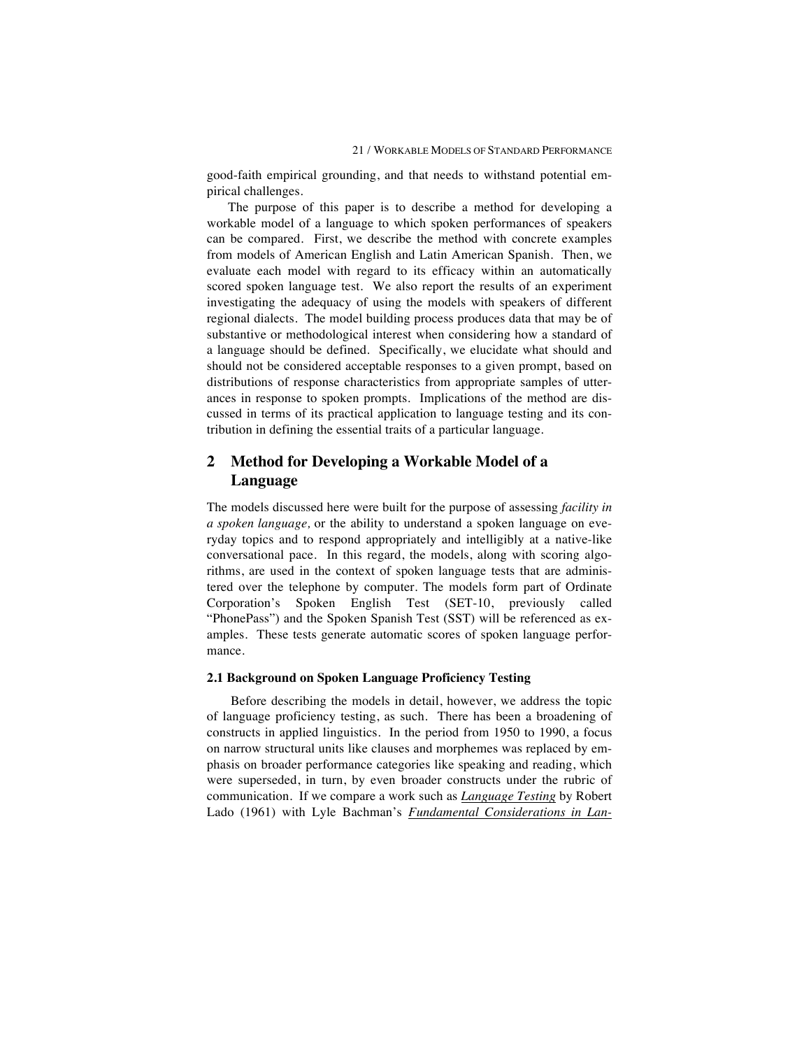good-faith empirical grounding, and that needs to withstand potential empirical challenges.

The purpose of this paper is to describe a method for developing a workable model of a language to which spoken performances of speakers can be compared. First, we describe the method with concrete examples from models of American English and Latin American Spanish. Then, we evaluate each model with regard to its efficacy within an automatically scored spoken language test. We also report the results of an experiment investigating the adequacy of using the models with speakers of different regional dialects. The model building process produces data that may be of substantive or methodological interest when considering how a standard of a language should be defined. Specifically, we elucidate what should and should not be considered acceptable responses to a given prompt, based on distributions of response characteristics from appropriate samples of utterances in response to spoken prompts. Implications of the method are discussed in terms of its practical application to language testing and its contribution in defining the essential traits of a particular language.

## 2 Method for Developing a Workable Model of a Language

The models discussed here were built for the purpose of assessing *facility in a spoken language,* or the ability to understand a spoken language on everyday topics and to respond appropriately and intelligibly at a native-like conversational pace. In this regard, the models, along with scoring algorithms, are used in the context of spoken language tests that are administered over the telephone by computer. The models form part of Ordinate Corporation's Spoken English Test (SET-10, previously called "PhonePass") and the Spoken Spanish Test (SST) will be referenced as examples. These tests generate automatic scores of spoken language performance.

### 2.1 Background on Spoken Language Proficiency Testing

Before describing the models in detail, however, we address the topic of language proficiency testing, as such. There has been a broadening of constructs in applied linguistics. In the period from 1950 to 1990, a focus on narrow structural units like clauses and morphemes was replaced by emphasis on broader performance categories like speaking and reading, which were superseded, in turn, by even broader constructs under the rubric of communication. If we compare a work such as *Language Testing* by Robert Lado (1961) with Lyle Bachman's *Fundamental Considerations in Lan-*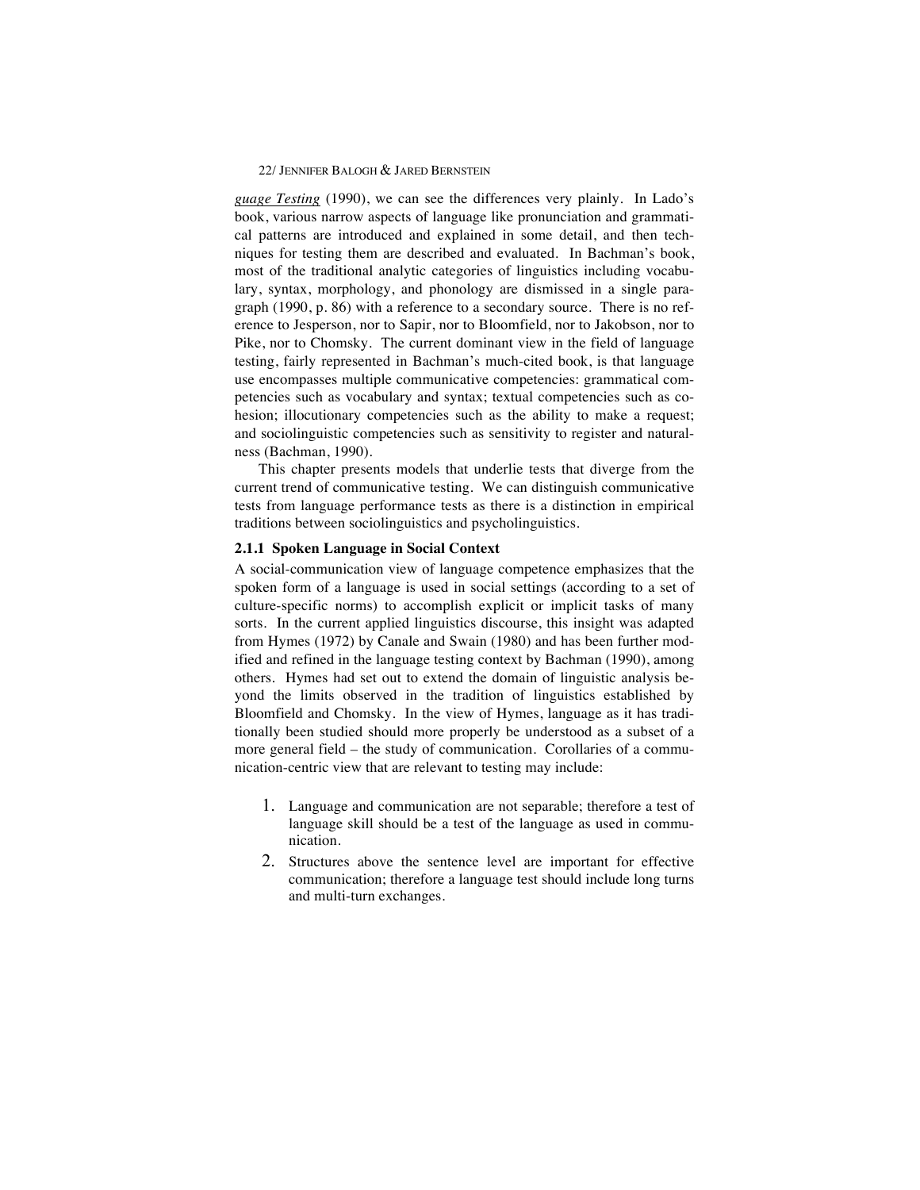guage Testing (1990), we can see the differences very plainly. In Lado's book, various narrow aspects of language like pronunciation and grammatical patterns are introduced and explained in some detail, and then techniques for testing them are described and evaluated. In Bachman's book, most of the traditional analytic categories of linguistics including vocabulary, syntax, morphology, and phonology are dismissed in a single paragraph (1990, p. 86) with a reference to a secondary source. There is no reference to Jesperson, nor to Sapir, nor to Bloomfield, nor to Jakobson, nor to Pike, nor to Chomsky. The current dominant view in the field of language testing, fairly represented in Bachman's much-cited book, is that language use encompasses multiple communicative competencies: grammatical competencies such as vocabulary and syntax; textual competencies such as cohesion; illocutionary competencies such as the ability to make a request; and sociolinguistic competencies such as sensitivity to register and naturalness (Bachman, 1990).

This chapter presents models that underlie tests that diverge from the current trend of communicative testing. We can distinguish communicative tests from language performance tests as there is a distinction in empirical traditions between sociolinguistics and psycholinguistics.

### 2.1.1 Spoken Language in Social Context

A social-communication view of language competence emphasizes that the spoken form of a language is used in social settings (according to a set of culture-specific norms) to accomplish explicit or implicit tasks of many sorts. In the current applied linguistics discourse, this insight was adapted from Hymes (1972) by Canale and Swain (1980) and has been further modified and refined in the language testing context by Bachman (1990), among others. Hymes had set out to extend the domain of linguistic analysis beyond the limits observed in the tradition of linguistics established by Bloomfield and Chomsky. In the view of Hymes, language as it has traditionally been studied should more properly be understood as a subset of a more general field – the study of communication. Corollaries of a communication-centric view that are relevant to testing may include:

1. Language and communication are not separable; therefore a test of language skill should be a test of the language as used in communication.
2. Structures above the sentence level are important for effective communication; therefore a language test should include long turns and multi-turn exchanges.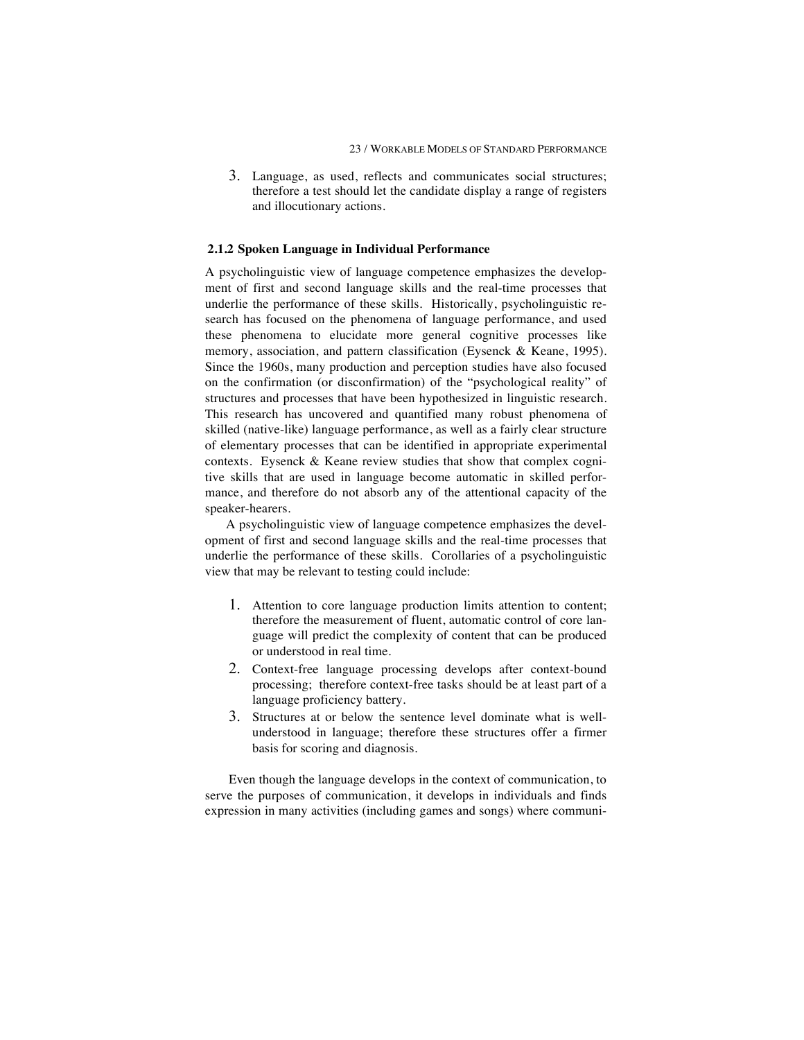3. Language, as used, reflects and communicates social structures; therefore a test should let the candidate display a range of registers and illocutionary actions.

### 2.1.2 Spoken Language in Individual Performance

A psycholinguistic view of language competence emphasizes the development of first and second language skills and the real-time processes that underlie the performance of these skills. Historically, psycholinguistic research has focused on the phenomena of language performance, and used these phenomena to elucidate more general cognitive processes like memory, association, and pattern classification (Eysenck & Keane, 1995). Since the 1960s, many production and perception studies have also focused on the confirmation (or disconfirmation) of the "psychological reality" of structures and processes that have been hypothesized in linguistic research. This research has uncovered and quantified many robust phenomena of skilled (native-like) language performance, as well as a fairly clear structure of elementary processes that can be identified in appropriate experimental contexts. Eysenck & Keane review studies that show that complex cognitive skills that are used in language become automatic in skilled performance, and therefore do not absorb any of the attentional capacity of the speaker-hearers.

A psycholinguistic view of language competence emphasizes the development of first and second language skills and the real-time processes that underlie the performance of these skills. Corollaries of a psycholinguistic view that may be relevant to testing could include:

1. Attention to core language production limits attention to content; therefore the measurement of fluent, automatic control of core language will predict the complexity of content that can be produced or understood in real time.
2. Context-free language processing develops after context-bound processing; therefore context-free tasks should be at least part of a language proficiency battery.
3. Structures at or below the sentence level dominate what is well-understood in language; therefore these structures offer a firmer basis for scoring and diagnosis.

Even though the language develops in the context of communication, to serve the purposes of communication, it develops in individuals and finds expression in many activities (including games and songs) where communi-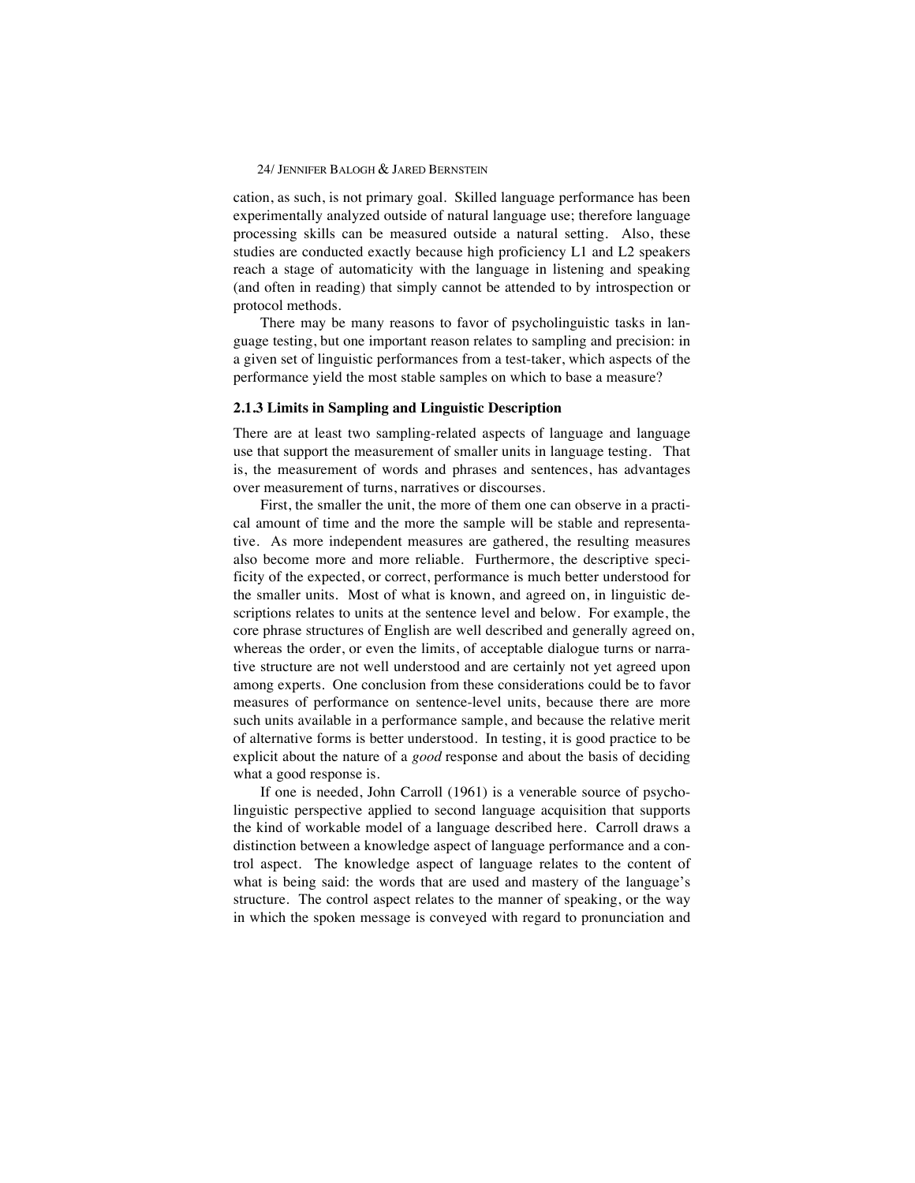cation, as such, is not primary goal. Skilled language performance has been experimentally analyzed outside of natural language use; therefore language processing skills can be measured outside a natural setting. Also, these studies are conducted exactly because high proficiency L1 and L2 speakers reach a stage of automaticity with the language in listening and speaking (and often in reading) that simply cannot be attended to by introspection or protocol methods.

There may be many reasons to favor of psycholinguistic tasks in language testing, but one important reason relates to sampling and precision: in a given set of linguistic performances from a test-taker, which aspects of the performance yield the most stable samples on which to base a measure?

### 2.1.3 Limits in Sampling and Linguistic Description

There are at least two sampling-related aspects of language and language use that support the measurement of smaller units in language testing. That is, the measurement of words and phrases and sentences, has advantages over measurement of turns, narratives or discourses.

First, the smaller the unit, the more of them one can observe in a practical amount of time and the more the sample will be stable and representative. As more independent measures are gathered, the resulting measures also become more and more reliable. Furthermore, the descriptive specificity of the expected, or correct, performance is much better understood for the smaller units. Most of what is known, and agreed on, in linguistic descriptions relates to units at the sentence level and below. For example, the core phrase structures of English are well described and generally agreed on, whereas the order, or even the limits, of acceptable dialogue turns or narrative structure are not well understood and are certainly not yet agreed upon among experts. One conclusion from these considerations could be to favor measures of performance on sentence-level units, because there are more such units available in a performance sample, and because the relative merit of alternative forms is better understood. In testing, it is good practice to be explicit about the nature of a *good* response and about the basis of deciding what a good response is.

If one is needed, John Carroll (1961) is a venerable source of psycholinguistic perspective applied to second language acquisition that supports the kind of workable model of a language described here. Carroll draws a distinction between a knowledge aspect of language performance and a control aspect. The knowledge aspect of language relates to the content of what is being said: the words that are used and mastery of the language's structure. The control aspect relates to the manner of speaking, or the way in which the spoken message is conveyed with regard to pronunciation and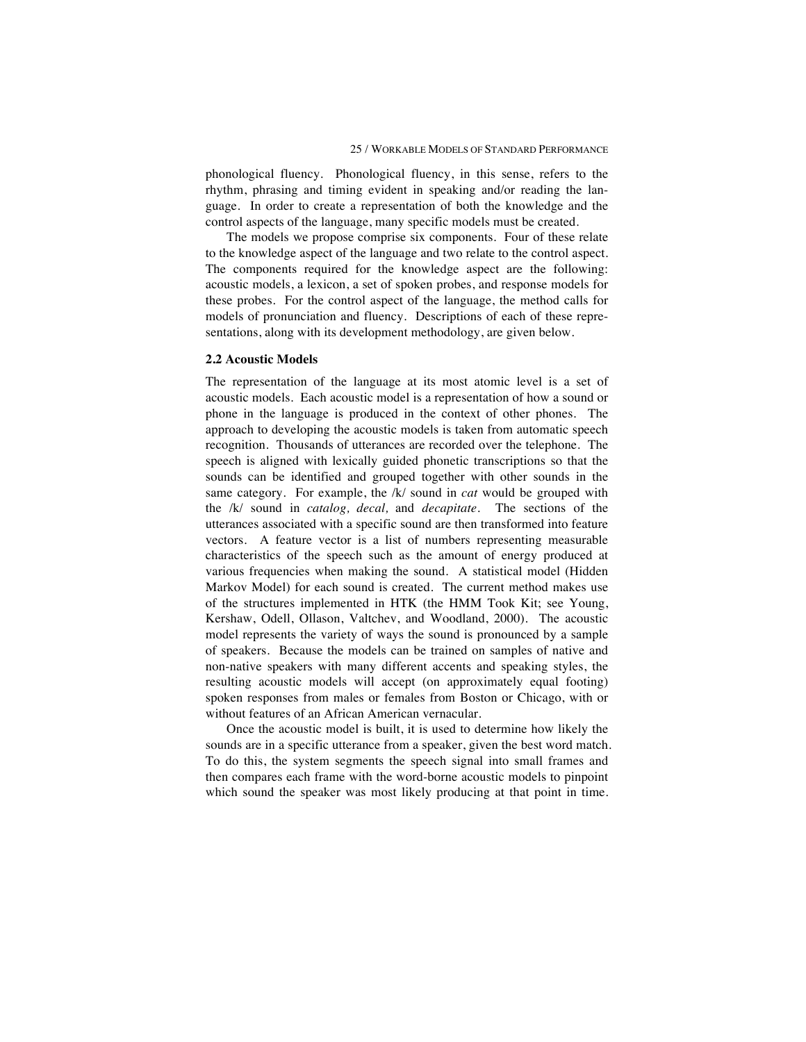phonological fluency. Phonological fluency, in this sense, refers to the rhythm, phrasing and timing evident in speaking and/or reading the language. In order to create a representation of both the knowledge and the control aspects of the language, many specific models must be created.

The models we propose comprise six components. Four of these relate to the knowledge aspect of the language and two relate to the control aspect. The components required for the knowledge aspect are the following: acoustic models, a lexicon, a set of spoken probes, and response models for these probes. For the control aspect of the language, the method calls for models of pronunciation and fluency. Descriptions of each of these representations, along with its development methodology, are given below.

### 2.2 Acoustic Models

The representation of the language at its most atomic level is a set of acoustic models. Each acoustic model is a representation of how a sound or phone in the language is produced in the context of other phones. The approach to developing the acoustic models is taken from automatic speech recognition. Thousands of utterances are recorded over the telephone. The speech is aligned with lexically guided phonetic transcriptions so that the sounds can be identified and grouped together with other sounds in the same category. For example, the /k/ sound in *cat* would be grouped with the /k/ sound in *catalog, decal,* and *decapitate*. The sections of the utterances associated with a specific sound are then transformed into feature vectors. A feature vector is a list of numbers representing measurable characteristics of the speech such as the amount of energy produced at various frequencies when making the sound. A statistical model (Hidden Markov Model) for each sound is created. The current method makes use of the structures implemented in HTK (the HMM Took Kit; see Young, Kershaw, Odell, Ollason, Valtchev, and Woodland, 2000). The acoustic model represents the variety of ways the sound is pronounced by a sample of speakers. Because the models can be trained on samples of native and non-native speakers with many different accents and speaking styles, the resulting acoustic models will accept (on approximately equal footing) spoken responses from males or females from Boston or Chicago, with or without features of an African American vernacular.

Once the acoustic model is built, it is used to determine how likely the sounds are in a specific utterance from a speaker, given the best word match. To do this, the system segments the speech signal into small frames and then compares each frame with the word-borne acoustic models to pinpoint which sound the speaker was most likely producing at that point in time.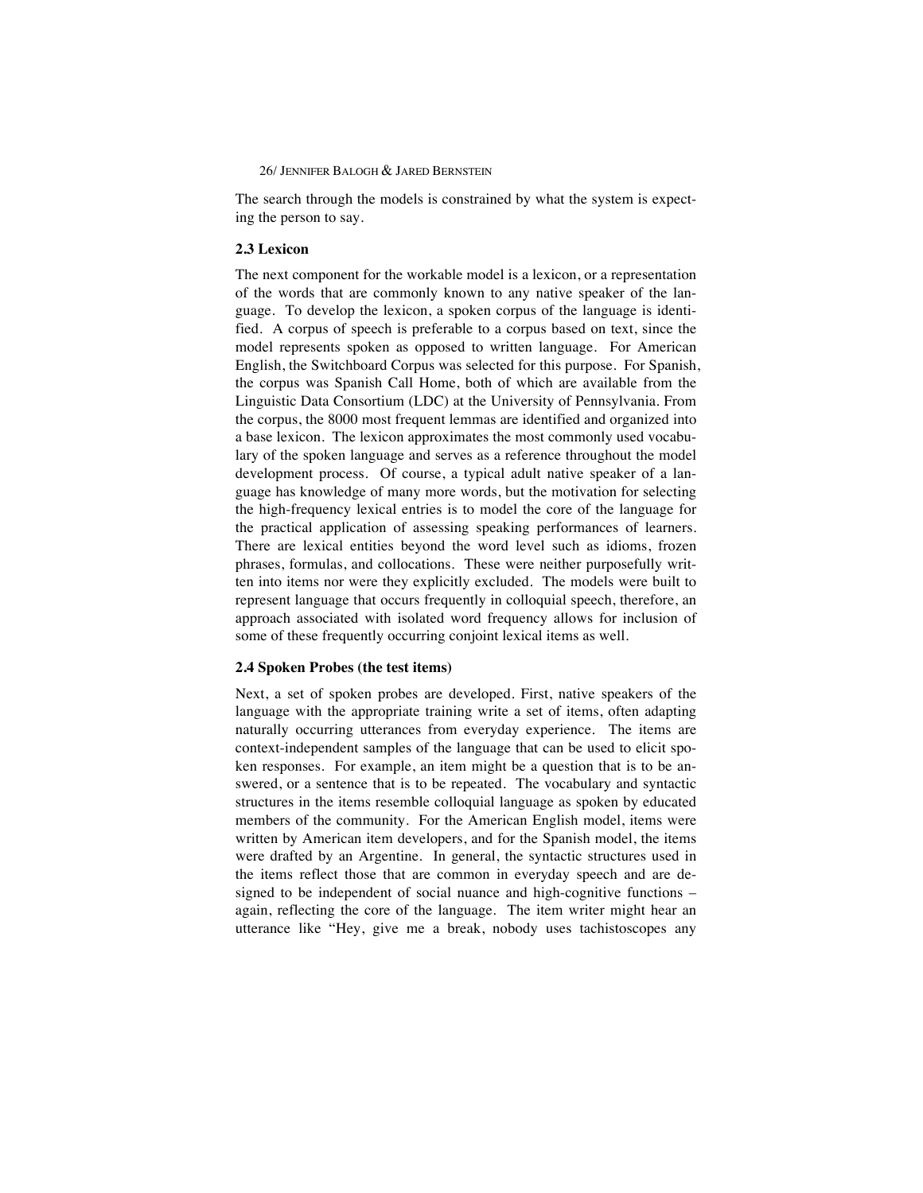The search through the models is constrained by what the system is expecting the person to say.

### 2.3 Lexicon

The next component for the workable model is a lexicon, or a representation of the words that are commonly known to any native speaker of the language. To develop the lexicon, a spoken corpus of the language is identified. A corpus of speech is preferable to a corpus based on text, since the model represents spoken as opposed to written language. For American English, the Switchboard Corpus was selected for this purpose. For Spanish, the corpus was Spanish Call Home, both of which are available from the Linguistic Data Consortium (LDC) at the University of Pennsylvania. From the corpus, the 8000 most frequent lemmas are identified and organized into a base lexicon. The lexicon approximates the most commonly used vocabulary of the spoken language and serves as a reference throughout the model development process. Of course, a typical adult native speaker of a language has knowledge of many more words, but the motivation for selecting the high-frequency lexical entries is to model the core of the language for the practical application of assessing speaking performances of learners. There are lexical entities beyond the word level such as idioms, frozen phrases, formulas, and collocations. These were neither purposefully written into items nor were they explicitly excluded. The models were built to represent language that occurs frequently in colloquial speech, therefore, an approach associated with isolated word frequency allows for inclusion of some of these frequently occurring conjoint lexical items as well.

### 2.4 Spoken Probes (the test items)

Next, a set of spoken probes are developed. First, native speakers of the language with the appropriate training write a set of items, often adapting naturally occurring utterances from everyday experience. The items are context-independent samples of the language that can be used to elicit spoken responses. For example, an item might be a question that is to be answered, or a sentence that is to be repeated. The vocabulary and syntactic structures in the items resemble colloquial language as spoken by educated members of the community. For the American English model, items were written by American item developers, and for the Spanish model, the items were drafted by an Argentine. In general, the syntactic structures used in the items reflect those that are common in everyday speech and are designed to be independent of social nuance and high-cognitive functions – again, reflecting the core of the language. The item writer might hear an utterance like "Hey, give me a break, nobody uses tachistoscopes any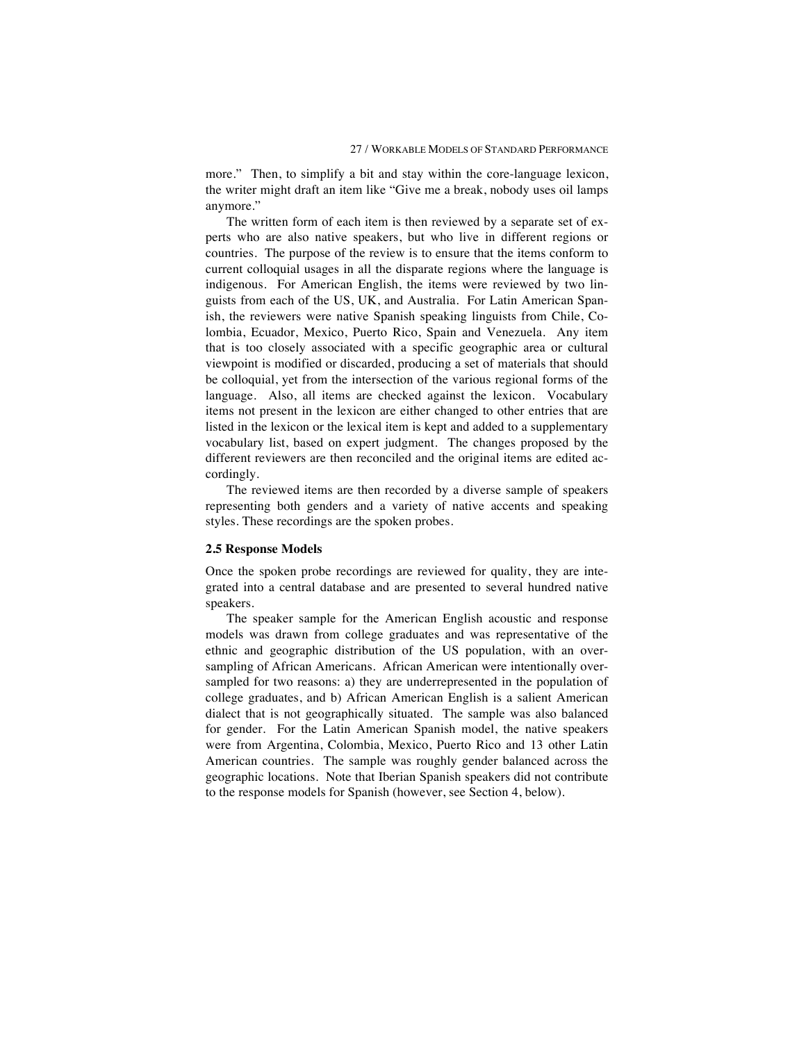more." Then, to simplify a bit and stay within the core-language lexicon, the writer might draft an item like "Give me a break, nobody uses oil lamps anymore."

The written form of each item is then reviewed by a separate set of experts who are also native speakers, but who live in different regions or countries. The purpose of the review is to ensure that the items conform to current colloquial usages in all the disparate regions where the language is indigenous. For American English, the items were reviewed by two linguists from each of the US, UK, and Australia. For Latin American Spanish, the reviewers were native Spanish speaking linguists from Chile, Colombia, Ecuador, Mexico, Puerto Rico, Spain and Venezuela. Any item that is too closely associated with a specific geographic area or cultural viewpoint is modified or discarded, producing a set of materials that should be colloquial, yet from the intersection of the various regional forms of the language. Also, all items are checked against the lexicon. Vocabulary items not present in the lexicon are either changed to other entries that are listed in the lexicon or the lexical item is kept and added to a supplementary vocabulary list, based on expert judgment. The changes proposed by the different reviewers are then reconciled and the original items are edited accordingly.

The reviewed items are then recorded by a diverse sample of speakers representing both genders and a variety of native accents and speaking styles. These recordings are the spoken probes.

### 2.5 Response Models

Once the spoken probe recordings are reviewed for quality, they are integrated into a central database and are presented to several hundred native speakers.

The speaker sample for the American English acoustic and response models was drawn from college graduates and was representative of the ethnic and geographic distribution of the US population, with an oversampling of African Americans. African American were intentionally oversampled for two reasons: a) they are underrepresented in the population of college graduates, and b) African American English is a salient American dialect that is not geographically situated. The sample was also balanced for gender. For the Latin American Spanish model, the native speakers were from Argentina, Colombia, Mexico, Puerto Rico and 13 other Latin American countries. The sample was roughly gender balanced across the geographic locations. Note that Iberian Spanish speakers did not contribute to the response models for Spanish (however, see Section 4, below).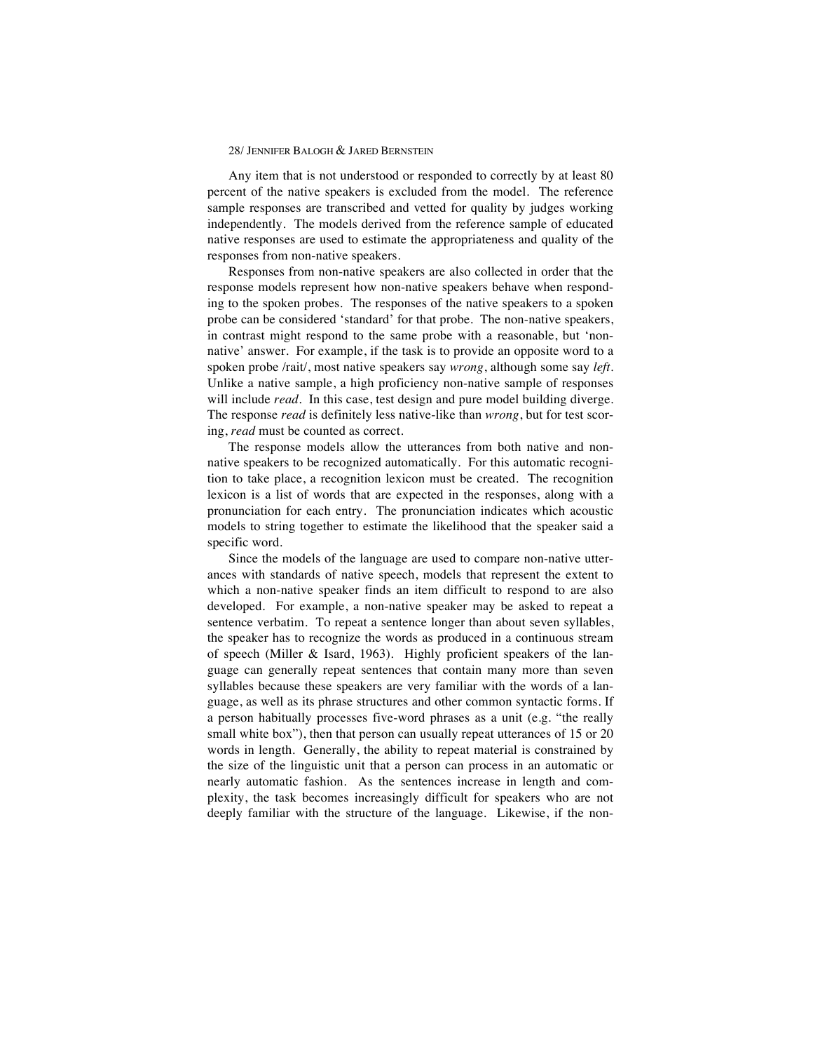Any item that is not understood or responded to correctly by at least 80 percent of the native speakers is excluded from the model. The reference sample responses are transcribed and vetted for quality by judges working independently. The models derived from the reference sample of educated native responses are used to estimate the appropriateness and quality of the responses from non-native speakers.

Responses from non-native speakers are also collected in order that the response models represent how non-native speakers behave when responding to the spoken probes. The responses of the native speakers to a spoken probe can be considered 'standard' for that probe. The non-native speakers, in contrast might respond to the same probe with a reasonable, but 'non-native' answer. For example, if the task is to provide an opposite word to a spoken probe /rait/, most native speakers say *wrong*, although some say *left*. Unlike a native sample, a high proficiency non-native sample of responses will include *read*. In this case, test design and pure model building diverge. The response *read* is definitely less native-like than *wrong*, but for test scoring, *read* must be counted as correct.

The response models allow the utterances from both native and non-native speakers to be recognized automatically. For this automatic recognition to take place, a recognition lexicon must be created. The recognition lexicon is a list of words that are expected in the responses, along with a pronunciation for each entry. The pronunciation indicates which acoustic models to string together to estimate the likelihood that the speaker said a specific word.

Since the models of the language are used to compare non-native utterances with standards of native speech, models that represent the extent to which a non-native speaker finds an item difficult to respond to are also developed. For example, a non-native speaker may be asked to repeat a sentence verbatim. To repeat a sentence longer than about seven syllables, the speaker has to recognize the words as produced in a continuous stream of speech (Miller & Isard, 1963). Highly proficient speakers of the language can generally repeat sentences that contain many more than seven syllables because these speakers are very familiar with the words of a language, as well as its phrase structures and other common syntactic forms. If a person habitually processes five-word phrases as a unit (e.g. "the really small white box"), then that person can usually repeat utterances of 15 or 20 words in length. Generally, the ability to repeat material is constrained by the size of the linguistic unit that a person can process in an automatic or nearly automatic fashion. As the sentences increase in length and complexity, the task becomes increasingly difficult for speakers who are not deeply familiar with the structure of the language. Likewise, if the non-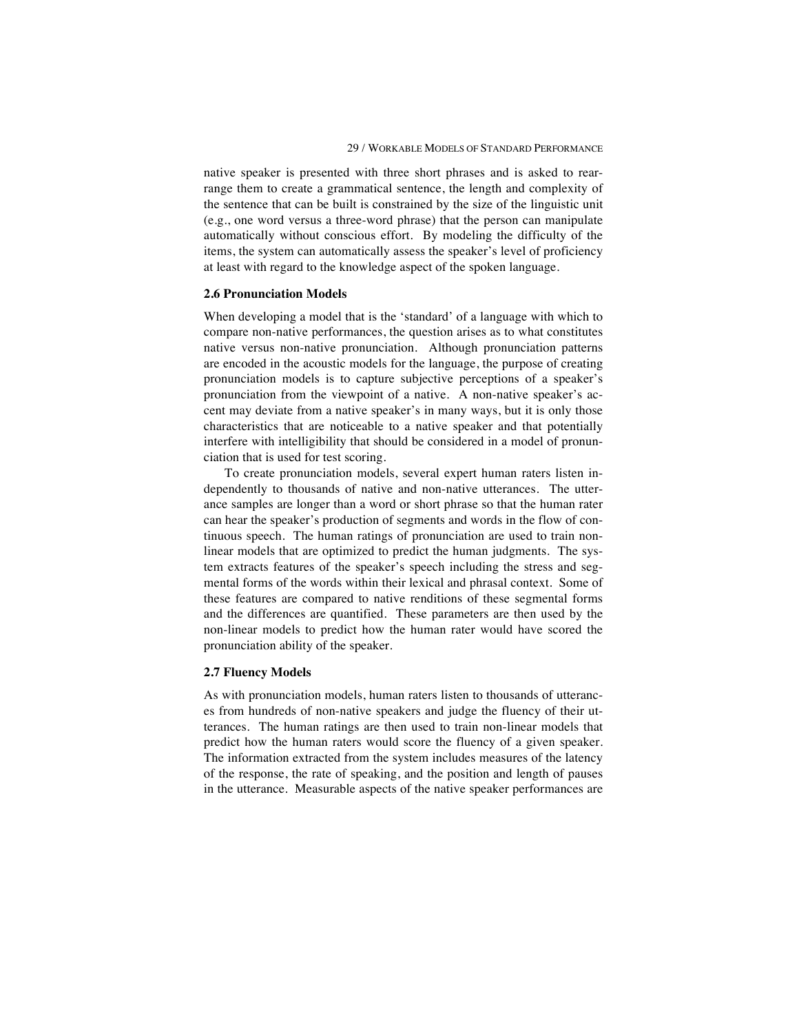native speaker is presented with three short phrases and is asked to rearrange them to create a grammatical sentence, the length and complexity of the sentence that can be built is constrained by the size of the linguistic unit (e.g., one word versus a three-word phrase) that the person can manipulate automatically without conscious effort. By modeling the difficulty of the items, the system can automatically assess the speaker's level of proficiency at least with regard to the knowledge aspect of the spoken language.

### 2.6 Pronunciation Models

When developing a model that is the 'standard' of a language with which to compare non-native performances, the question arises as to what constitutes native versus non-native pronunciation. Although pronunciation patterns are encoded in the acoustic models for the language, the purpose of creating pronunciation models is to capture subjective perceptions of a speaker's pronunciation from the viewpoint of a native. A non-native speaker's accent may deviate from a native speaker's in many ways, but it is only those characteristics that are noticeable to a native speaker and that potentially interfere with intelligibility that should be considered in a model of pronunciation that is used for test scoring.

To create pronunciation models, several expert human raters listen independently to thousands of native and non-native utterances. The utterance samples are longer than a word or short phrase so that the human rater can hear the speaker's production of segments and words in the flow of continuous speech. The human ratings of pronunciation are used to train non-linear models that are optimized to predict the human judgments. The system extracts features of the speaker's speech including the stress and segmental forms of the words within their lexical and phrasal context. Some of these features are compared to native renditions of these segmental forms and the differences are quantified. These parameters are then used by the non-linear models to predict how the human rater would have scored the pronunciation ability of the speaker.

### 2.7 Fluency Models

As with pronunciation models, human raters listen to thousands of utterances from hundreds of non-native speakers and judge the fluency of their utterances. The human ratings are then used to train non-linear models that predict how the human raters would score the fluency of a given speaker. The information extracted from the system includes measures of the latency of the response, the rate of speaking, and the position and length of pauses in the utterance. Measurable aspects of the native speaker performances are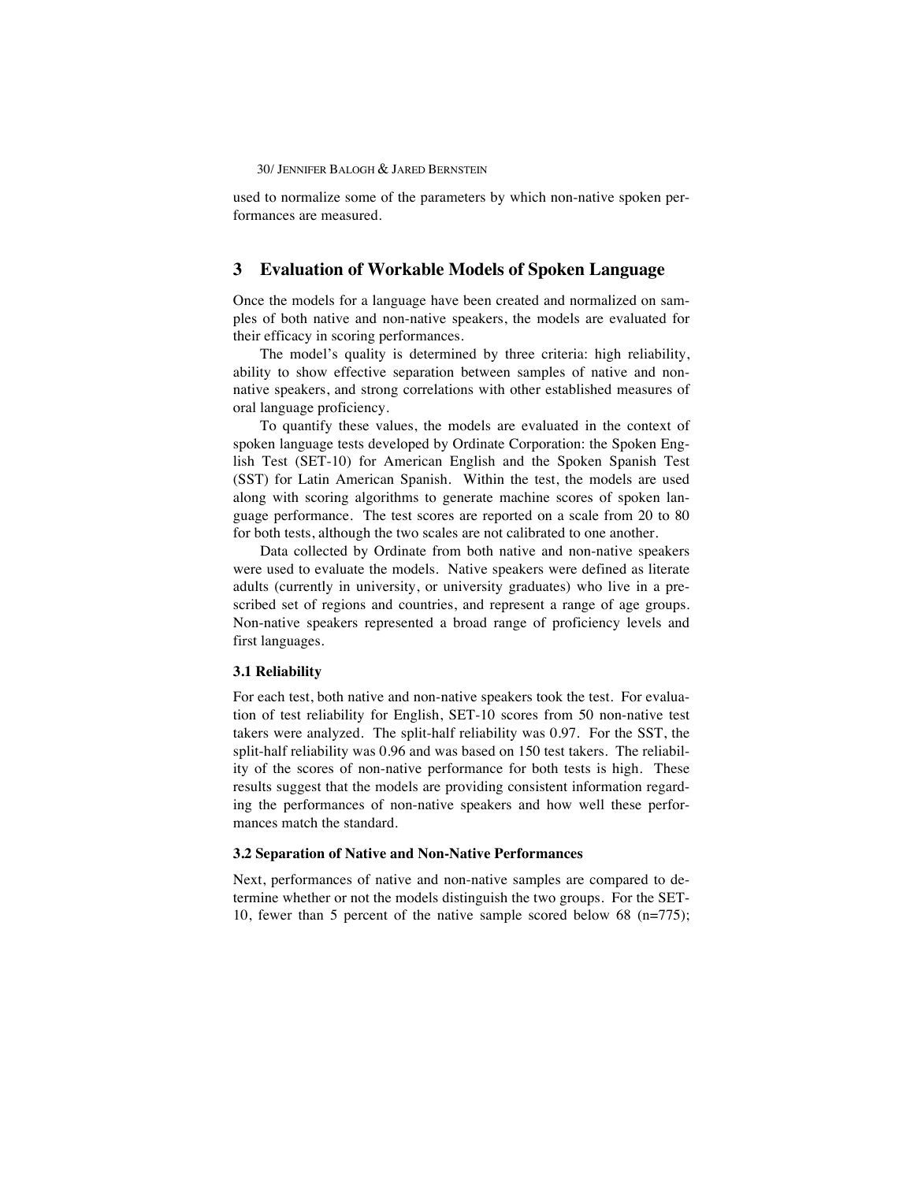used to normalize some of the parameters by which non-native spoken performances are measured.

## 3 Evaluation of Workable Models of Spoken Language

Once the models for a language have been created and normalized on samples of both native and non-native speakers, the models are evaluated for their efficacy in scoring performances.

The model's quality is determined by three criteria: high reliability, ability to show effective separation between samples of native and non-native speakers, and strong correlations with other established measures of oral language proficiency.

To quantify these values, the models are evaluated in the context of spoken language tests developed by Ordinate Corporation: the Spoken English Test (SET-10) for American English and the Spoken Spanish Test (SST) for Latin American Spanish. Within the test, the models are used along with scoring algorithms to generate machine scores of spoken language performance. The test scores are reported on a scale from 20 to 80 for both tests, although the two scales are not calibrated to one another.

Data collected by Ordinate from both native and non-native speakers were used to evaluate the models. Native speakers were defined as literate adults (currently in university, or university graduates) who live in a prescribed set of regions and countries, and represent a range of age groups. Non-native speakers represented a broad range of proficiency levels and first languages.

### 3.1 Reliability

For each test, both native and non-native speakers took the test. For evaluation of test reliability for English, SET-10 scores from 50 non-native test takers were analyzed. The split-half reliability was 0.97. For the SST, the split-half reliability was 0.96 and was based on 150 test takers. The reliability of the scores of non-native performance for both tests is high. These results suggest that the models are providing consistent information regarding the performances of non-native speakers and how well these performances match the standard.

### 3.2 Separation of Native and Non-Native Performances

Next, performances of native and non-native samples are compared to determine whether or not the models distinguish the two groups. For the SET-10, fewer than 5 percent of the native sample scored below 68 (n=775);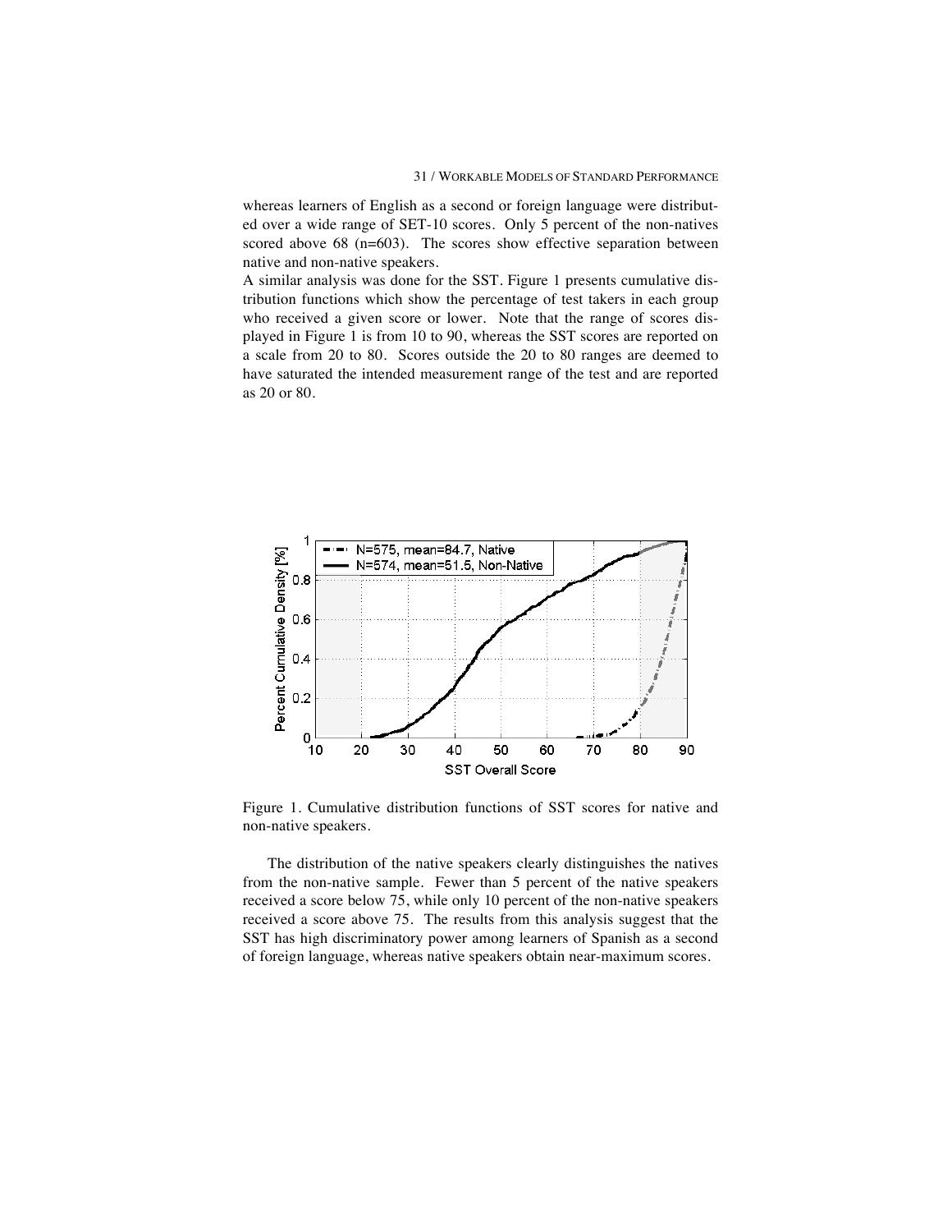whereas learners of English as a second or foreign language were distributed over a wide range of SET-10 scores. Only 5 percent of the non-natives scored above 68 (n=603). The scores show effective separation between native and non-native speakers.

A similar analysis was done for the SST. Figure 1 presents cumulative distribution functions which show the percentage of test takers in each group who received a given score or lower. Note that the range of scores displayed in Figure 1 is from 10 to 90, whereas the SST scores are reported on a scale from 20 to 80. Scores outside the 20 to 80 ranges are deemed to have saturated the intended measurement range of the test and are reported as 20 or 80.

Figure 1. Cumulative distribution functions of SST scores for native and non-native speakers.

The distribution of the native speakers clearly distinguishes the natives from the non-native sample. Fewer than 5 percent of the native speakers received a score below 75, while only 10 percent of the non-native speakers received a score above 75. The results from this analysis suggest that the SST has high discriminatory power among learners of Spanish as a second of foreign language, whereas native speakers obtain near-maximum scores.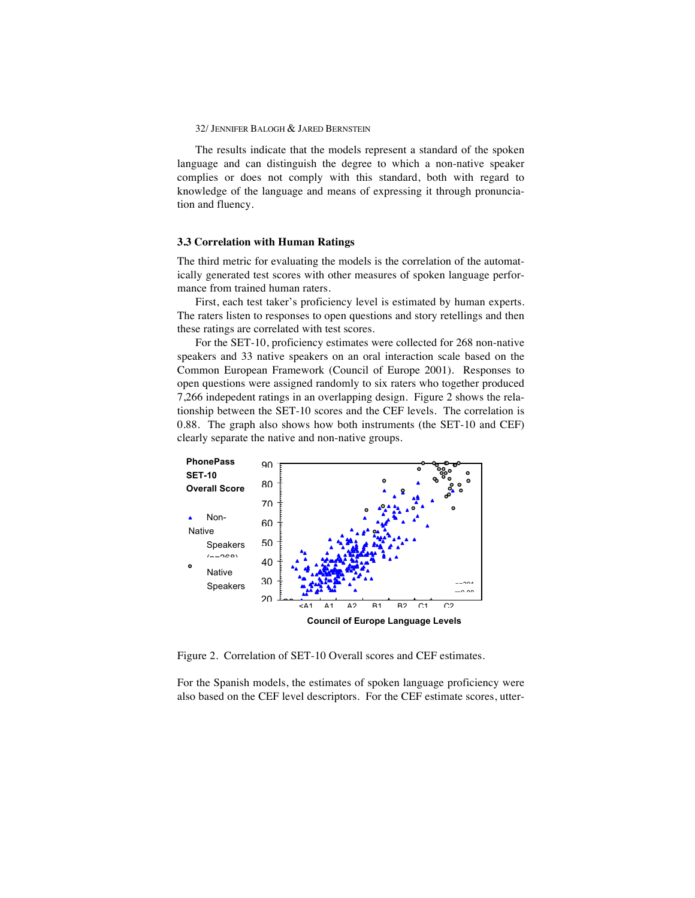The results indicate that the models represent a standard of the spoken language and can distinguish the degree to which a non-native speaker complies or does not comply with this standard, both with regard to knowledge of the language and means of expressing it through pronunciation and fluency.

### 3.3 Correlation with Human Ratings

The third metric for evaluating the models is the correlation of the automatically generated test scores with other measures of spoken language performance from trained human raters.

First, each test taker's proficiency level is estimated by human experts. The raters listen to responses to open questions and story retellings and then these ratings are correlated with test scores.

For the SET-10, proficiency estimates were collected for 268 non-native speakers and 33 native speakers on an oral interaction scale based on the Common European Framework (Council of Europe 2001). Responses to open questions were assigned randomly to six raters who together produced 7,266 indepedent ratings in an overlapping design. Figure 2 shows the relationship between the SET-10 scores and the CEF levels. The correlation is 0.88. The graph also shows how both instruments (the SET-10 and CEF) clearly separate the native and non-native groups.

Figure 2. Correlation of SET-10 Overall scores and CEF estimates.

For the Spanish models, the estimates of spoken language proficiency were also based on the CEF level descriptors. For the CEF estimate scores, utter-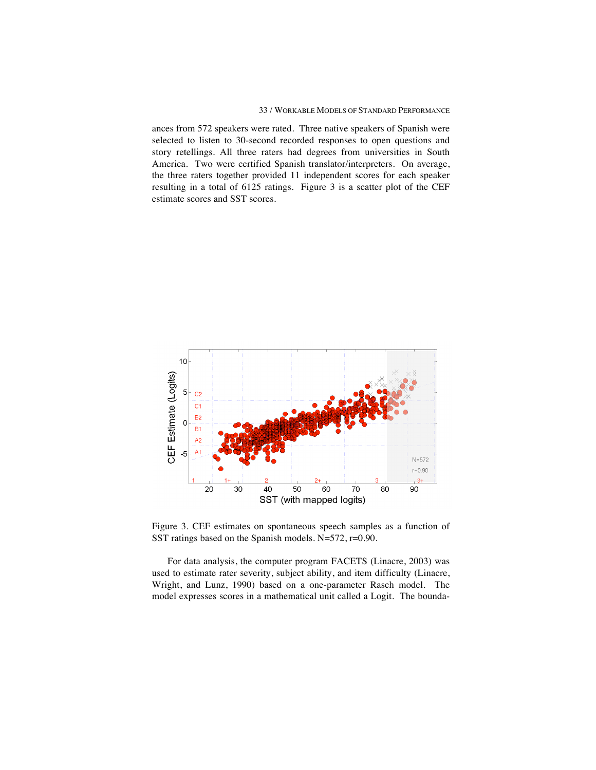ances from 572 speakers were rated. Three native speakers of Spanish were selected to listen to 30-second recorded responses to open questions and story retellings. All three raters had degrees from universities in South America. Two were certified Spanish translator/interpreters. On average, the three raters together provided 11 independent scores for each speaker resulting in a total of 6125 ratings. Figure 3 is a scatter plot of the CEF estimate scores and SST scores.

Figure 3. CEF estimates on spontaneous speech samples as a function of SST ratings based on the Spanish models. N=572, r=0.90.

For data analysis, the computer program FACETS (Linacre, 2003) was used to estimate rater severity, subject ability, and item difficulty (Linacre, Wright, and Lunz, 1990) based on a one-parameter Rasch model. The model expresses scores in a mathematical unit called a Logit. The bounda-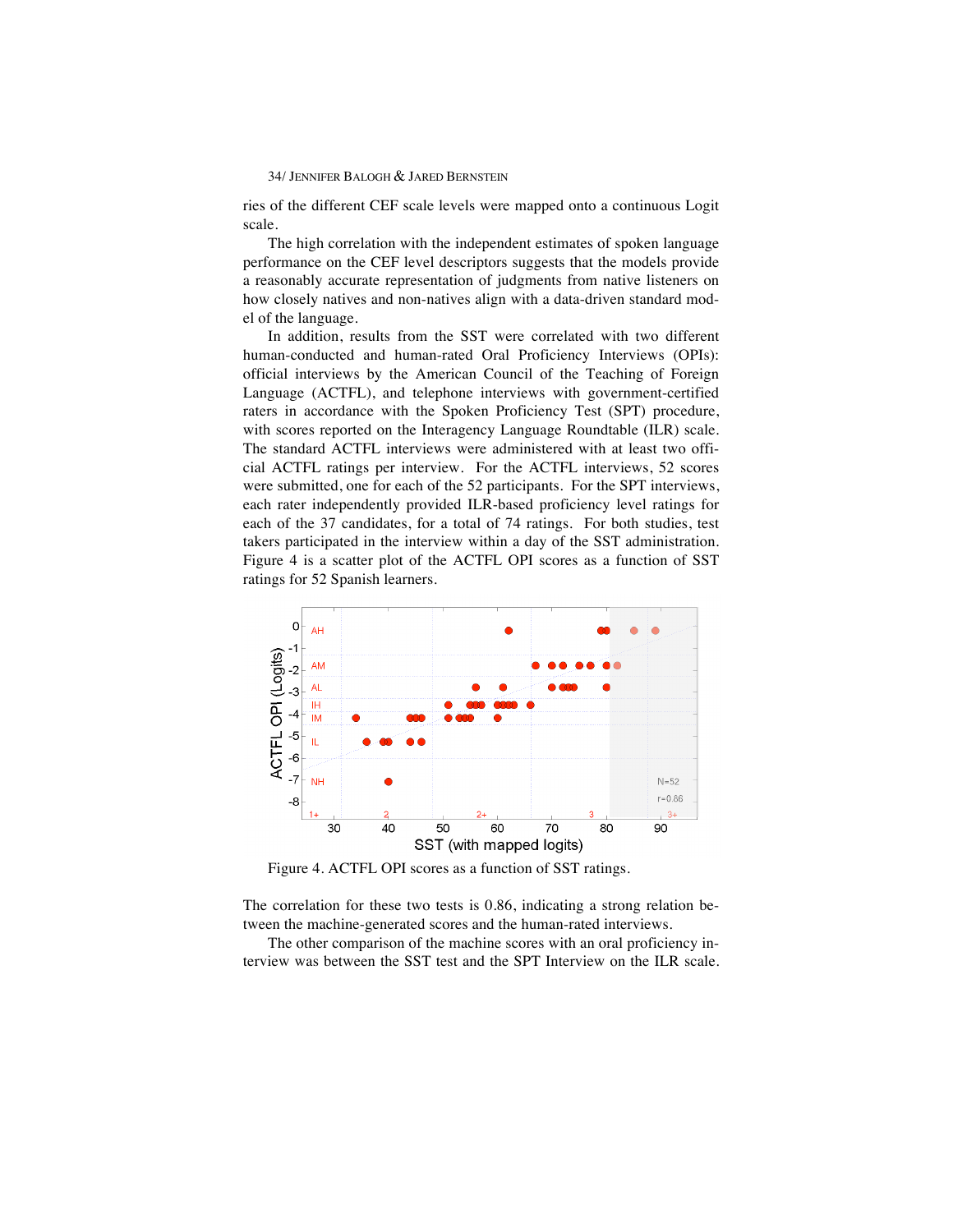ries of the different CEF scale levels were mapped onto a continuous Logit scale.

The high correlation with the independent estimates of spoken language performance on the CEF level descriptors suggests that the models provide a reasonably accurate representation of judgments from native listeners on how closely natives and non-natives align with a data-driven standard model of the language.

In addition, results from the SST were correlated with two different human-conducted and human-rated Oral Proficiency Interviews (OPIs): official interviews by the American Council of the Teaching of Foreign Language (ACTFL), and telephone interviews with government-certified raters in accordance with the Spoken Proficiency Test (SPT) procedure, with scores reported on the Interagency Language Roundtable (ILR) scale. The standard ACTFL interviews were administered with at least two official ACTFL ratings per interview. For the ACTFL interviews, 52 scores were submitted, one for each of the 52 participants. For the SPT interviews, each rater independently provided ILR-based proficiency level ratings for each of the 37 candidates, for a total of 74 ratings. For both studies, test takers participated in the interview within a day of the SST administration. Figure 4 is a scatter plot of the ACTFL OPI scores as a function of SST ratings for 52 Spanish learners.

Figure 4. ACTFL OPI scores as a function of SST ratings.

The correlation for these two tests is 0.86, indicating a strong relation between the machine-generated scores and the human-rated interviews.

The other comparison of the machine scores with an oral proficiency interview was between the SST test and the SPT Interview on the ILR scale.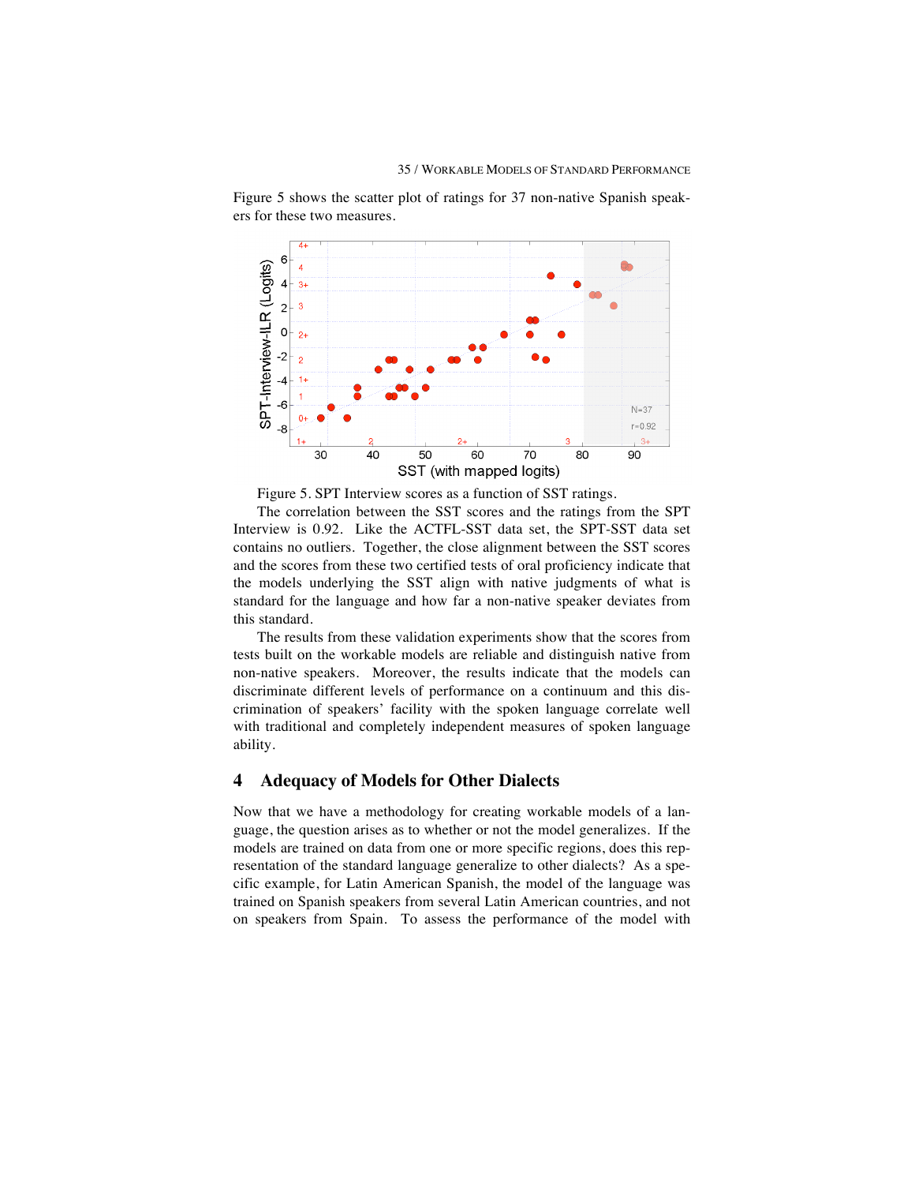Figure 5 shows the scatter plot of ratings for 37 non-native Spanish speakers for these two measures.

Figure 5. SPT Interview scores as a function of SST ratings.

The correlation between the SST scores and the ratings from the SPT Interview is 0.92. Like the ACTFL-SST data set, the SPT-SST data set contains no outliers. Together, the close alignment between the SST scores and the scores from these two certified tests of oral proficiency indicate that the models underlying the SST align with native judgments of what is standard for the language and how far a non-native speaker deviates from this standard.

The results from these validation experiments show that the scores from tests built on the workable models are reliable and distinguish native from non-native speakers. Moreover, the results indicate that the models can discriminate different levels of performance on a continuum and this discrimination of speakers' facility with the spoken language correlate well with traditional and completely independent measures of spoken language ability.

## 4 Adequacy of Models for Other Dialects

Now that we have a methodology for creating workable models of a language, the question arises as to whether or not the model generalizes. If the models are trained on data from one or more specific regions, does this representation of the standard language generalize to other dialects? As a specific example, for Latin American Spanish, the model of the language was trained on Spanish speakers from several Latin American countries, and not on speakers from Spain. To assess the performance of the model with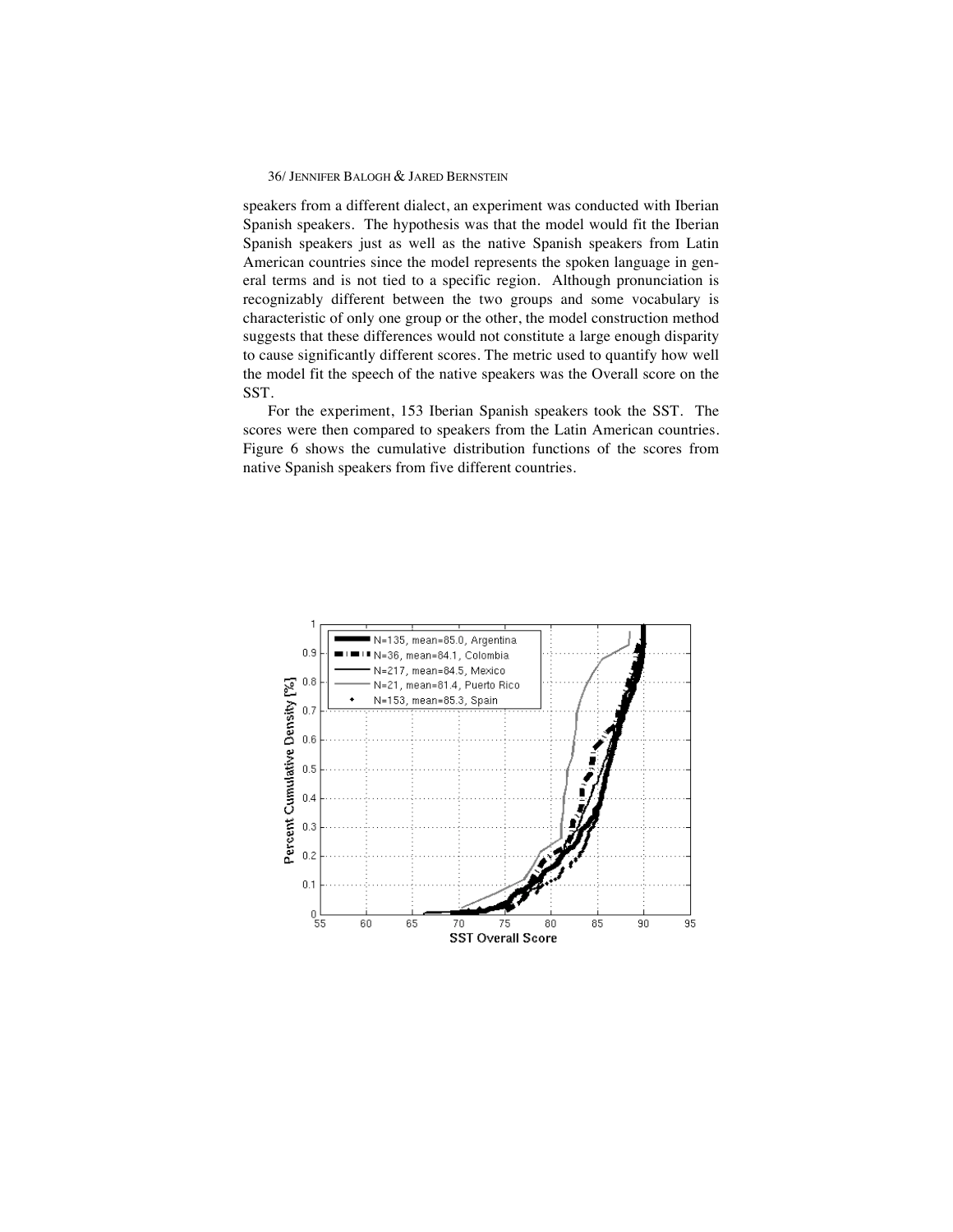speakers from a different dialect, an experiment was conducted with Iberian Spanish speakers. The hypothesis was that the model would fit the Iberian Spanish speakers just as well as the native Spanish speakers from Latin American countries since the model represents the spoken language in general terms and is not tied to a specific region. Although pronunciation is recognizably different between the two groups and some vocabulary is characteristic of only one group or the other, the model construction method suggests that these differences would not constitute a large enough disparity to cause significantly different scores. The metric used to quantify how well the model fit the speech of the native speakers was the Overall score on the SST.

For the experiment, 153 Iberian Spanish speakers took the SST. The scores were then compared to speakers from the Latin American countries. Figure 6 shows the cumulative distribution functions of the scores from native Spanish speakers from five different countries.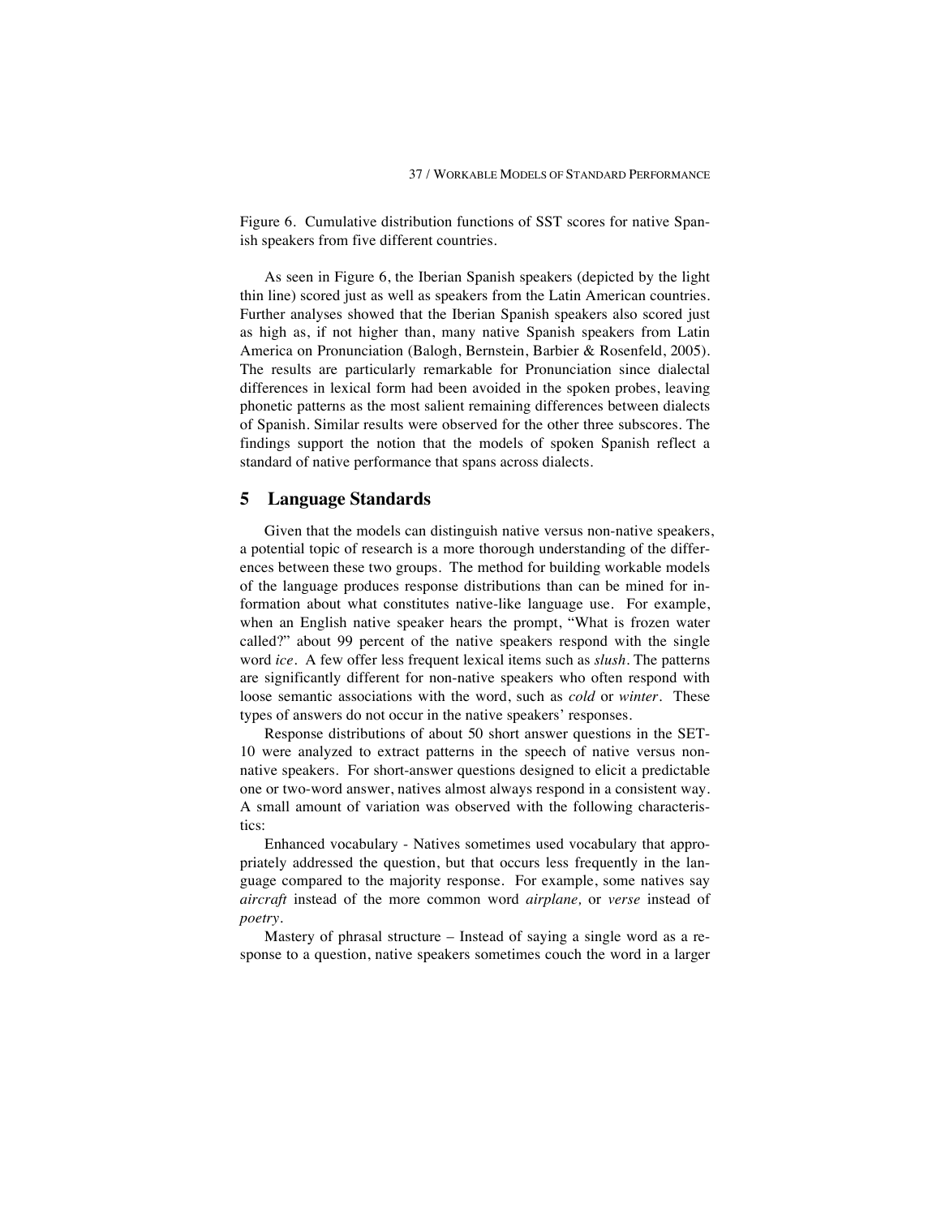Figure 6. Cumulative distribution functions of SST scores for native Spanish speakers from five different countries.

As seen in Figure 6, the Iberian Spanish speakers (depicted by the light thin line) scored just as well as speakers from the Latin American countries. Further analyses showed that the Iberian Spanish speakers also scored just as high as, if not higher than, many native Spanish speakers from Latin America on Pronunciation (Balogh, Bernstein, Barbier & Rosenfeld, 2005). The results are particularly remarkable for Pronunciation since dialectal differences in lexical form had been avoided in the spoken probes, leaving phonetic patterns as the most salient remaining differences between dialects of Spanish. Similar results were observed for the other three subscores. The findings support the notion that the models of spoken Spanish reflect a standard of native performance that spans across dialects.

## 5 Language Standards

Given that the models can distinguish native versus non-native speakers, a potential topic of research is a more thorough understanding of the differences between these two groups. The method for building workable models of the language produces response distributions than can be mined for information about what constitutes native-like language use. For example, when an English native speaker hears the prompt, "What is frozen water called?" about 99 percent of the native speakers respond with the single word *ice*. A few offer less frequent lexical items such as *slush*. The patterns are significantly different for non-native speakers who often respond with loose semantic associations with the word, such as *cold* or *winter*. These types of answers do not occur in the native speakers' responses.

Response distributions of about 50 short answer questions in the SET-10 were analyzed to extract patterns in the speech of native versus non-native speakers. For short-answer questions designed to elicit a predictable one or two-word answer, natives almost always respond in a consistent way. A small amount of variation was observed with the following characteristics:

Enhanced vocabulary - Natives sometimes used vocabulary that appropriately addressed the question, but that occurs less frequently in the language compared to the majority response. For example, some natives say *aircraft* instead of the more common word *airplane,* or *verse* instead of *poetry*.

Mastery of phrasal structure – Instead of saying a single word as a response to a question, native speakers sometimes couch the word in a larger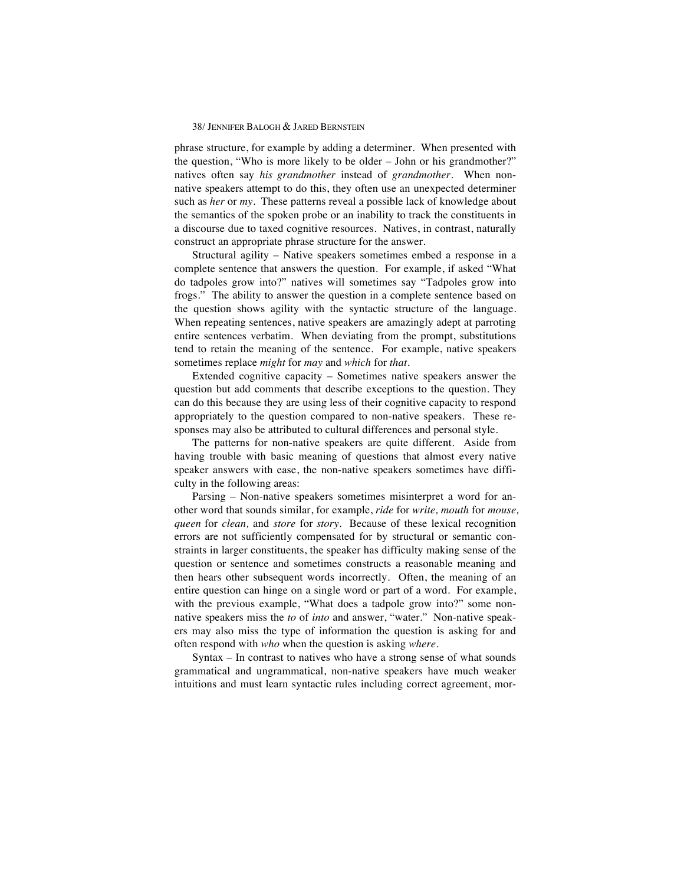phrase structure, for example by adding a determiner. When presented with the question, "Who is more likely to be older – John or his grandmother?" natives often say *his grandmother* instead of *grandmother*. When non-native speakers attempt to do this, they often use an unexpected determiner such as *her* or *my*. These patterns reveal a possible lack of knowledge about the semantics of the spoken probe or an inability to track the constituents in a discourse due to taxed cognitive resources. Natives, in contrast, naturally construct an appropriate phrase structure for the answer.

Structural agility – Native speakers sometimes embed a response in a complete sentence that answers the question. For example, if asked "What do tadpoles grow into?" natives will sometimes say "Tadpoles grow into frogs." The ability to answer the question in a complete sentence based on the question shows agility with the syntactic structure of the language. When repeating sentences, native speakers are amazingly adept at parroting entire sentences verbatim. When deviating from the prompt, substitutions tend to retain the meaning of the sentence. For example, native speakers sometimes replace *might* for *may* and *which* for *that*.

Extended cognitive capacity – Sometimes native speakers answer the question but add comments that describe exceptions to the question. They can do this because they are using less of their cognitive capacity to respond appropriately to the question compared to non-native speakers. These responses may also be attributed to cultural differences and personal style.

The patterns for non-native speakers are quite different. Aside from having trouble with basic meaning of questions that almost every native speaker answers with ease, the non-native speakers sometimes have difficulty in the following areas:

Parsing – Non-native speakers sometimes misinterpret a word for another word that sounds similar, for example, *ride* for *write, mouth* for *mouse, queen* for *clean,* and *store* for *story*. Because of these lexical recognition errors are not sufficiently compensated for by structural or semantic constraints in larger constituents, the speaker has difficulty making sense of the question or sentence and sometimes constructs a reasonable meaning and then hears other subsequent words incorrectly. Often, the meaning of an entire question can hinge on a single word or part of a word. For example, with the previous example, "What does a tadpole grow into?" some non-native speakers miss the *to* of *into* and answer, "water." Non-native speakers may also miss the type of information the question is asking for and often respond with *who* when the question is asking *where*.

Syntax – In contrast to natives who have a strong sense of what sounds grammatical and ungrammatical, non-native speakers have much weaker intuitions and must learn syntactic rules including correct agreement, mor-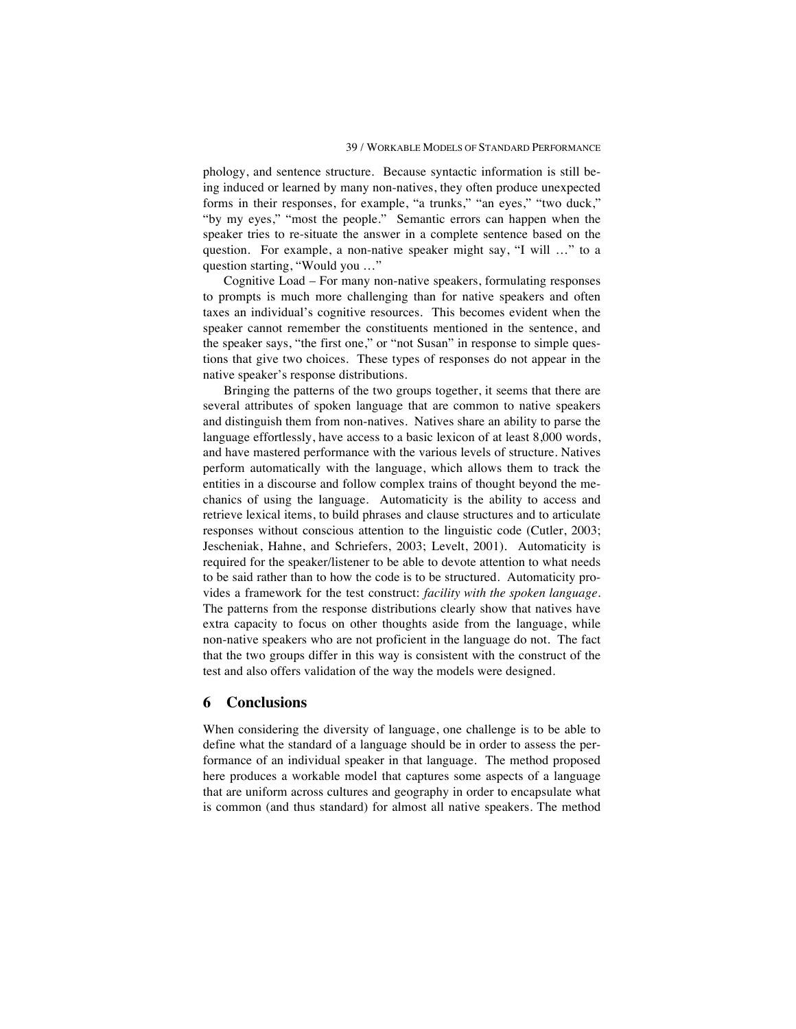phology, and sentence structure. Because syntactic information is still being induced or learned by many non-natives, they often produce unexpected forms in their responses, for example, "a trunks," "an eyes," "two duck," "by my eyes," "most the people." Semantic errors can happen when the speaker tries to re-situate the answer in a complete sentence based on the question. For example, a non-native speaker might say, "I will …" to a question starting, "Would you …"

Cognitive Load – For many non-native speakers, formulating responses to prompts is much more challenging than for native speakers and often taxes an individual's cognitive resources. This becomes evident when the speaker cannot remember the constituents mentioned in the sentence, and the speaker says, "the first one," or "not Susan" in response to simple questions that give two choices. These types of responses do not appear in the native speaker's response distributions.

Bringing the patterns of the two groups together, it seems that there are several attributes of spoken language that are common to native speakers and distinguish them from non-natives. Natives share an ability to parse the language effortlessly, have access to a basic lexicon of at least 8,000 words, and have mastered performance with the various levels of structure. Natives perform automatically with the language, which allows them to track the entities in a discourse and follow complex trains of thought beyond the mechanics of using the language. Automaticity is the ability to access and retrieve lexical items, to build phrases and clause structures and to articulate responses without conscious attention to the linguistic code (Cutler, 2003; Jescheniak, Hahne, and Schriefers, 2003; Levelt, 2001). Automaticity is required for the speaker/listener to be able to devote attention to what needs to be said rather than to how the code is to be structured. Automaticity provides a framework for the test construct: *facility with the spoken language*. The patterns from the response distributions clearly show that natives have extra capacity to focus on other thoughts aside from the language, while non-native speakers who are not proficient in the language do not. The fact that the two groups differ in this way is consistent with the construct of the test and also offers validation of the way the models were designed.

## 6 Conclusions

When considering the diversity of language, one challenge is to be able to define what the standard of a language should be in order to assess the performance of an individual speaker in that language. The method proposed here produces a workable model that captures some aspects of a language that are uniform across cultures and geography in order to encapsulate what is common (and thus standard) for almost all native speakers. The method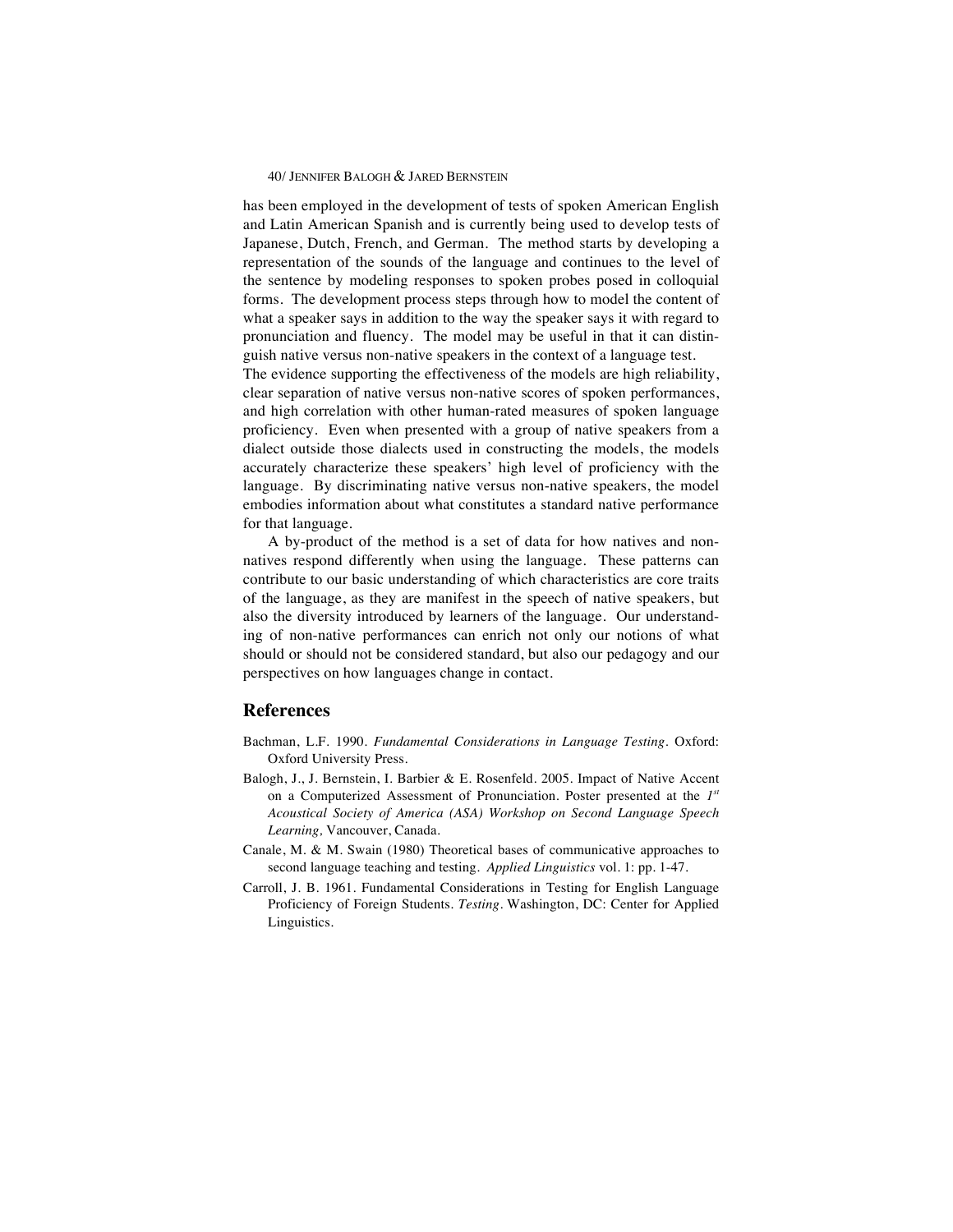has been employed in the development of tests of spoken American English and Latin American Spanish and is currently being used to develop tests of Japanese, Dutch, French, and German. The method starts by developing a representation of the sounds of the language and continues to the level of the sentence by modeling responses to spoken probes posed in colloquial forms. The development process steps through how to model the content of what a speaker says in addition to the way the speaker says it with regard to pronunciation and fluency. The model may be useful in that it can distinguish native versus non-native speakers in the context of a language test. The evidence supporting the effectiveness of the models are high reliability, clear separation of native versus non-native scores of spoken performances, and high correlation with other human-rated measures of spoken language proficiency. Even when presented with a group of native speakers from a dialect outside those dialects used in constructing the models, the models accurately characterize these speakers' high level of proficiency with the language. By discriminating native versus non-native speakers, the model embodies information about what constitutes a standard native performance for that language.

A by-product of the method is a set of data for how natives and non-natives respond differently when using the language. These patterns can contribute to our basic understanding of which characteristics are core traits of the language, as they are manifest in the speech of native speakers, but also the diversity introduced by learners of the language. Our understanding of non-native performances can enrich not only our notions of what should or should not be considered standard, but also our pedagogy and our perspectives on how languages change in contact.

## References

Bachman, L.F. 1990. *Fundamental Considerations in Language Testing*. Oxford: Oxford University Press.

Balogh, J., J. Bernstein, I. Barbier & E. Rosenfeld. 2005. Impact of Native Accent on a Computerized Assessment of Pronunciation. Poster presented at the *1st Acoustical Society of America (ASA) Workshop on Second Language Speech Learning,* Vancouver, Canada.

Canale, M. & M. Swain (1980) Theoretical bases of communicative approaches to second language teaching and testing. *Applied Linguistics* vol. 1: pp. 1-47.

Carroll, J. B. 1961. Fundamental Considerations in Testing for English Language Proficiency of Foreign Students. *Testing*. Washington, DC: Center for Applied Linguistics.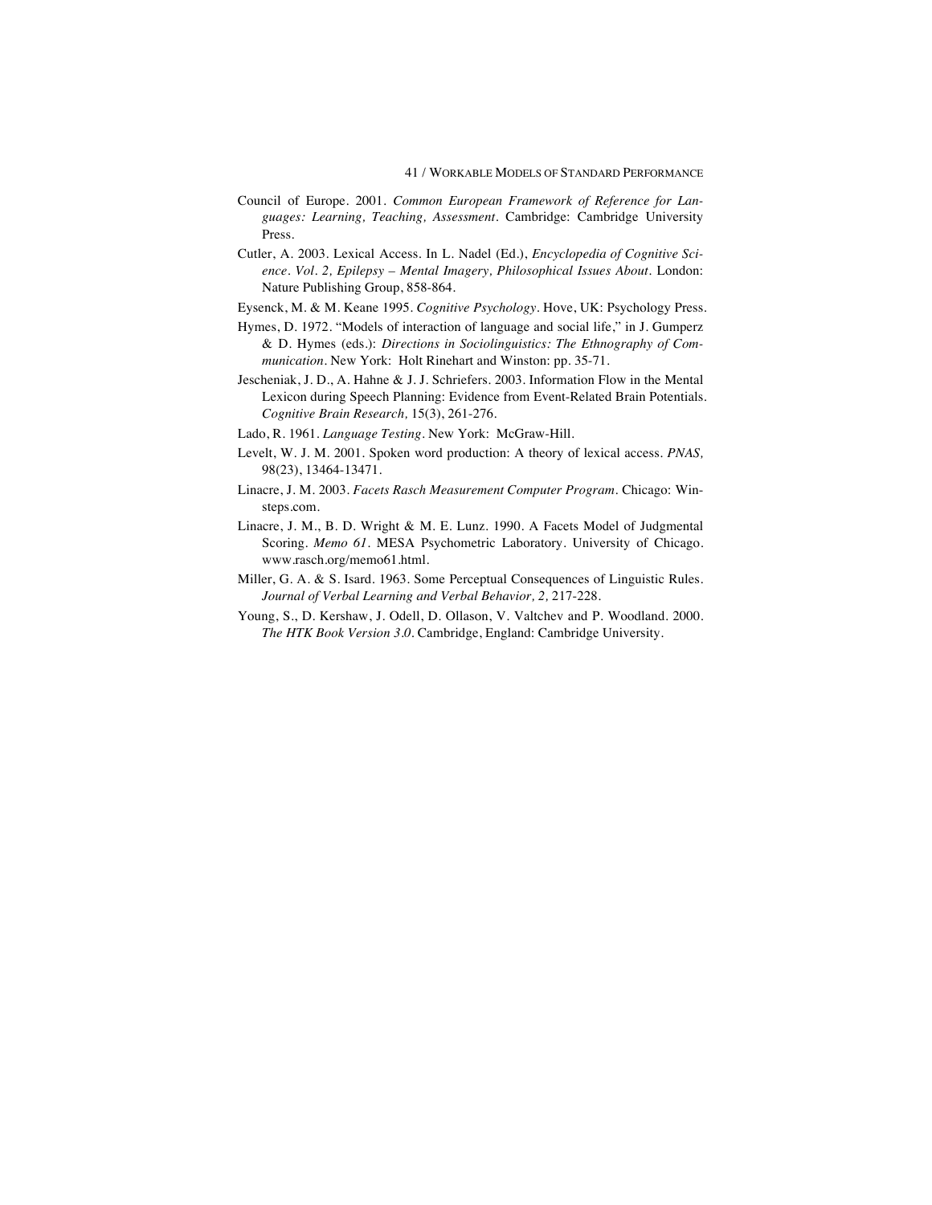Council of Europe. 2001. *Common European Framework of Reference for Languages: Learning, Teaching, Assessment*. Cambridge: Cambridge University Press.

Cutler, A. 2003. Lexical Access. In L. Nadel (Ed.), *Encyclopedia of Cognitive Science. Vol. 2, Epilepsy – Mental Imagery, Philosophical Issues About*. London: Nature Publishing Group, 858-864.

Eysenck, M. & M. Keane 1995. *Cognitive Psychology*. Hove, UK: Psychology Press.

Hymes, D. 1972. "Models of interaction of language and social life," in J. Gumperz & D. Hymes (eds.): *Directions in Sociolinguistics: The Ethnography of Communication*. New York: Holt Rinehart and Winston: pp. 35-71.

Jescheniak, J. D., A. Hahne & J. J. Schriefers. 2003. Information Flow in the Mental Lexicon during Speech Planning: Evidence from Event-Related Brain Potentials. *Cognitive Brain Research,* 15(3), 261-276.

Lado, R. 1961. *Language Testing*. New York: McGraw-Hill.

Levelt, W. J. M. 2001. Spoken word production: A theory of lexical access. *PNAS,* 98(23), 13464-13471.

Linacre, J. M. 2003. *Facets Rasch Measurement Computer Program*. Chicago: Winsteps.com.

Linacre, J. M., B. D. Wright & M. E. Lunz. 1990. A Facets Model of Judgmental Scoring. *Memo 61*. MESA Psychometric Laboratory. University of Chicago. www.rasch.org/memo61.html.

Miller, G. A. & S. Isard. 1963. Some Perceptual Consequences of Linguistic Rules. *Journal of Verbal Learning and Verbal Behavior, 2,* 217-228.

Young, S., D. Kershaw, J. Odell, D. Ollason, V. Valtchev and P. Woodland. 2000. *The HTK Book Version 3.0*. Cambridge, England: Cambridge University.